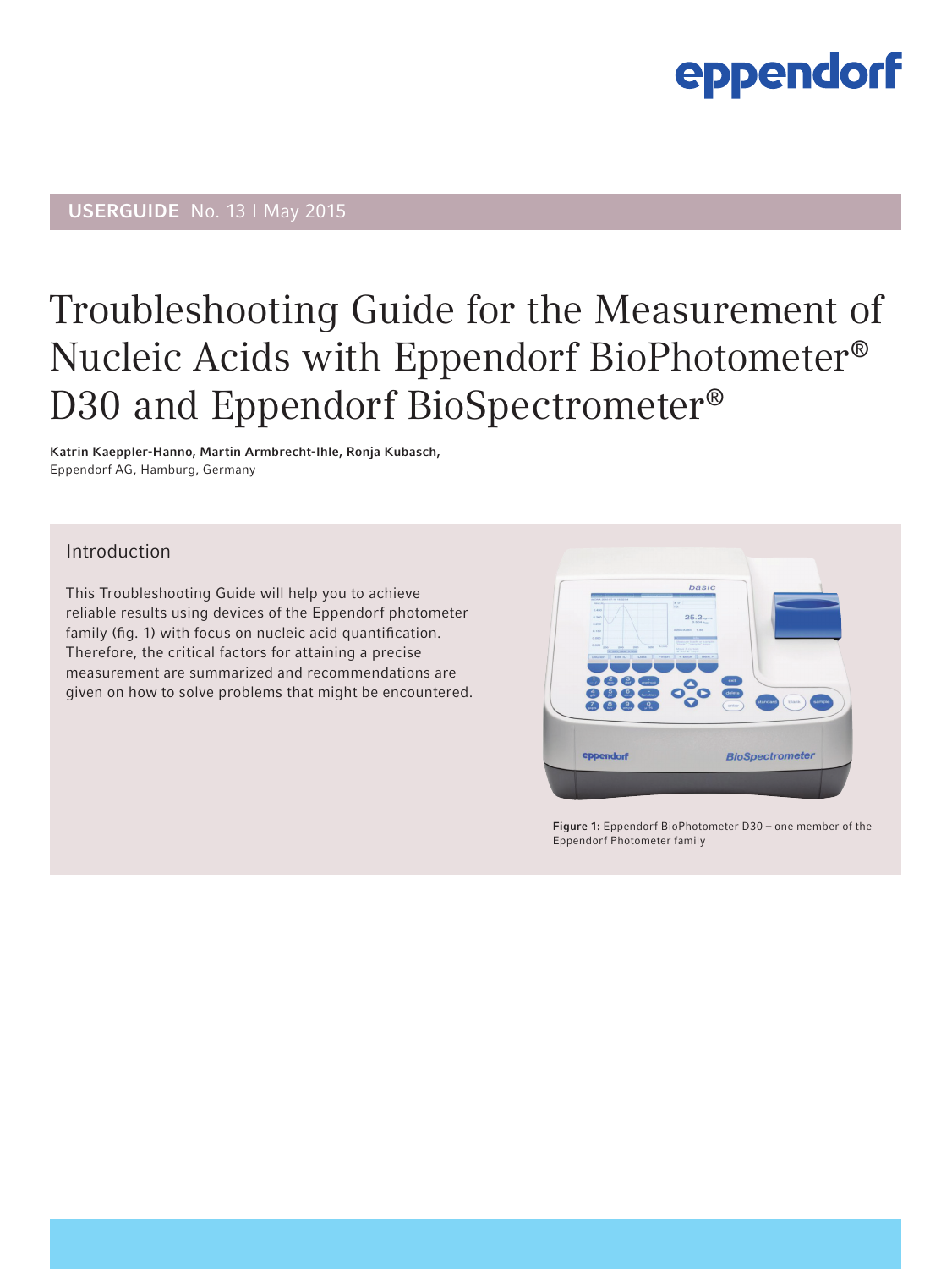USERGUIDE No. 13 I May 2015

# Troubleshooting Guide for the Measurement of Nucleic Acids with Eppendorf BioPhotometer® D30 and Eppendorf BioSpectrometer®

**Katrin Kaeppler-Hanno, Martin Armbrecht-Ihle, Ronja Kubasch,**
Eppendorf AG, Hamburg, Germany

## Introduction

This Troubleshooting Guide will help you to achieve reliable results using devices of the Eppendorf photometer family (fig. 1) with focus on nucleic acid quantification. Therefore, the critical factors for attaining a precise measurement are summarized and recommendations are given on how to solve problems that might be encountered.

**Figure 1:** Eppendorf BioPhotometer D30 – one member of the Eppendorf Photometer family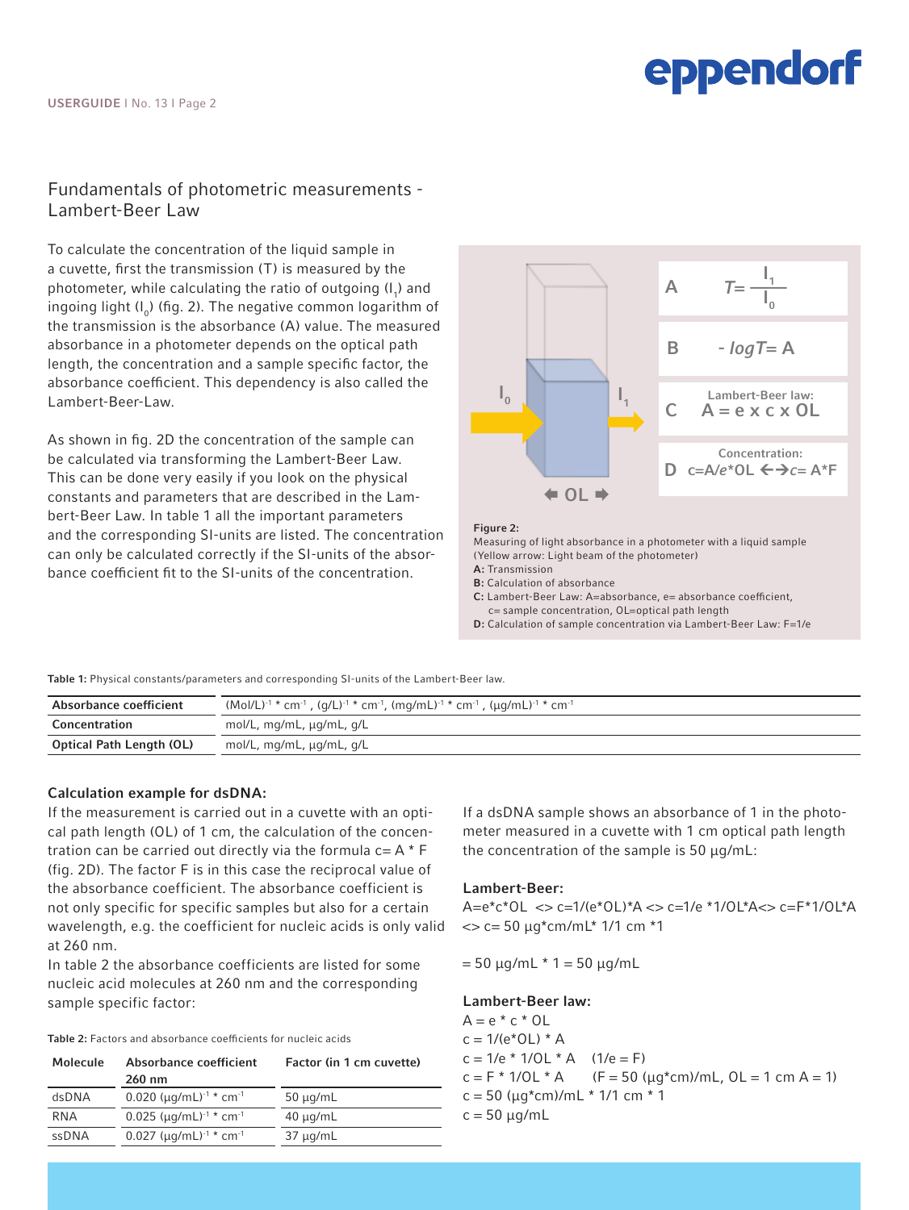## Fundamentals of photometric measurements - Lambert-Beer Law

To calculate the concentration of the liquid sample in a cuvette, first the transmission (T) is measured by the photometer, while calculating the ratio of outgoing ($I_1$) and ingoing light ($I_0$) (fig. 2). The negative common logarithm of the transmission is the absorbance (A) value. The measured absorbance in a photometer depends on the optical path length, the concentration and a sample specific factor, the absorbance coefficient. This dependency is also called the Lambert-Beer-Law.

As shown in fig. 2D the concentration of the sample can be calculated via transforming the Lambert-Beer Law. This can be done very easily if you look on the physical constants and parameters that are described in the Lambert-Beer Law. In table 1 all the important parameters and the corresponding SI-units are listed. The concentration can only be calculated correctly if the SI-units of the absorbance coefficient fit to the SI-units of the concentration.

A $T = \frac{I_1}{I_0}$

B $-\log T = A$

C Lambert-Beer law: $A = e \times c \times OL$

D Concentration: $c = A/e*OL \leftrightarrow c = A*F$

**Figure 2:**
Measuring of light absorbance in a photometer with a liquid sample (Yellow arrow: Light beam of the photometer)
**A:** Transmission
**B:** Calculation of absorbance
**C:** Lambert-Beer Law: A=absorbance, e= absorbance coefficient, c= sample concentration, OL=optical path length
**D:** Calculation of sample concentration via Lambert-Beer Law: F=1/e

**Table 1:** Physical constants/parameters and corresponding SI-units of the Lambert-Beer law.

| | |
|---|---|
| **Absorbance coefficient** | $(Mol/L)^{-1} * cm^{-1}$ , $(g/L)^{-1} * cm^{-1}$, $(mg/mL)^{-1} * cm^{-1}$ , $(\mu g/mL)^{-1} * cm^{-1}$ |
| **Concentration** | mol/L, mg/mL, µg/mL, g/L |
| **Optical Path Length (OL)** | mol/L, mg/mL, µg/mL, g/L |

### Calculation example for dsDNA:

If the measurement is carried out in a cuvette with an optical path length (OL) of 1 cm, the calculation of the concentration can be carried out directly via the formula c= A * F (fig. 2D). The factor F is in this case the reciprocal value of the absorbance coefficient. The absorbance coefficient is not only specific for specific samples but also for a certain wavelength, e.g. the coefficient for nucleic acids is only valid at 260 nm.

In table 2 the absorbance coefficients are listed for some nucleic acid molecules at 260 nm and the corresponding sample specific factor:

**Table 2:** Factors and absorbance coefficients for nucleic acids

| Molecule | Absorbance coefficient 260 nm | Factor (in 1 cm cuvette) |
|---|---|---|
| dsDNA | $0.020\ (\mu g/mL)^{-1} * cm^{-1}$ | 50 µg/mL |
| RNA | $0.025\ (\mu g/mL)^{-1} * cm^{-1}$ | 40 µg/mL |
| ssDNA | $0.027\ (\mu g/mL)^{-1} * cm^{-1}$ | 37 µg/mL |

If a dsDNA sample shows an absorbance of 1 in the photometer measured in a cuvette with 1 cm optical path length the concentration of the sample is 50 µg/mL:

**Lambert-Beer:**

A=e*c*OL <> c=1/(e*OL)*A <> c=1/e *1/OL*A<> c=F*1/OL*A <> c= 50 µg*cm/mL* 1/1 cm *1

= 50 µg/mL * 1 = 50 µg/mL

**Lambert-Beer law:**

A = e * c * OL
c = 1/(e*OL) * A
c = 1/e * 1/OL * A (1/e = F)
c = F * 1/OL * A (F = 50 (µg*cm)/mL, OL = 1 cm A = 1)
c = 50 (µg*cm)/mL * 1/1 cm * 1
c = 50 µg/mL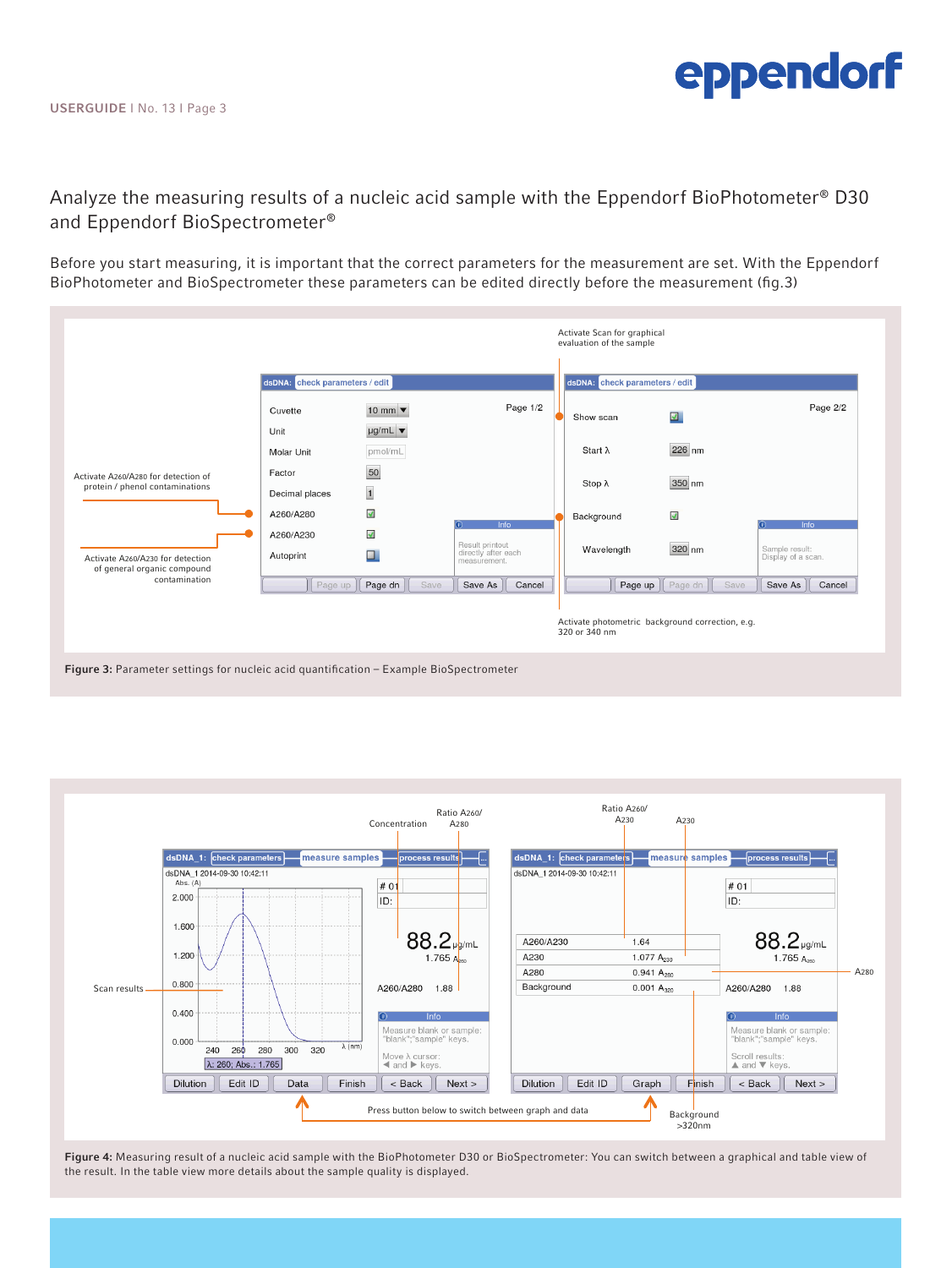# Analyze the measuring results of a nucleic acid sample with the Eppendorf BioPhotometer® D30 and Eppendorf BioSpectrometer®

Before you start measuring, it is important that the correct parameters for the measurement are set. With the Eppendorf BioPhotometer and BioSpectrometer these parameters can be edited directly before the measurement (fig.3)

Activate Scan for graphical evaluation of the sample

Activate A260/A280 for detection of protein / phenol contaminations

Activate A260/A230 for detection of general organic compound contamination

Activate photometric background correction, e.g. 320 or 340 nm

**Figure 3:** Parameter settings for nucleic acid quantification – Example BioSpectrometer

Scan results

Concentration

Ratio A260/A280

Ratio A260/A230

A230

A280

Press button below to switch between graph and data

Background >320nm

**Figure 4:** Measuring result of a nucleic acid sample with the BioPhotometer D30 or BioSpectrometer: You can switch between a graphical and table view of the result. In the table view more details about the sample quality is displayed.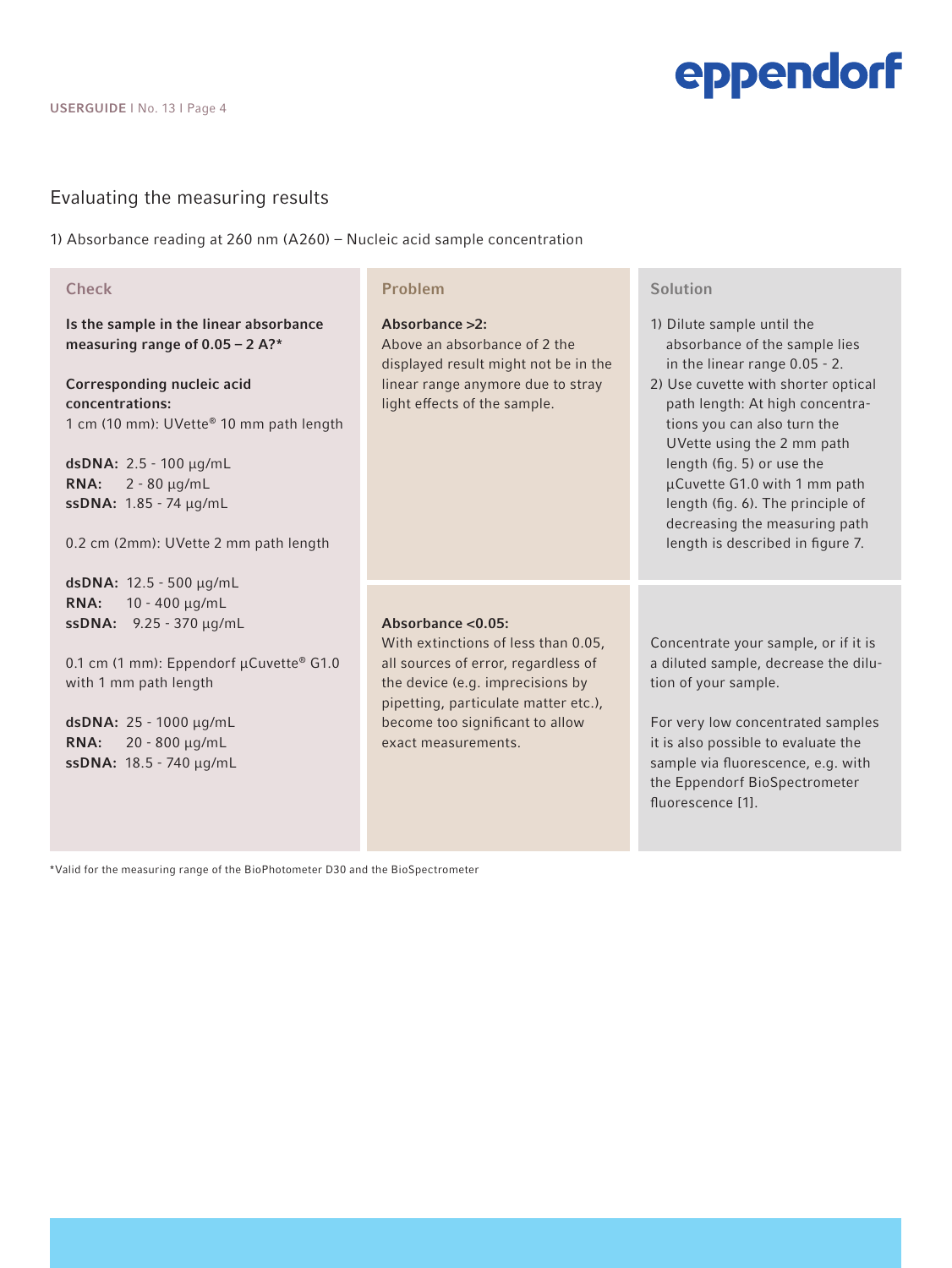## Evaluating the measuring results

1) Absorbance reading at 260 nm (A260) – Nucleic acid sample concentration

| Check | Problem | Solution |
| --- | --- | --- |
| **Is the sample in the linear absorbance measuring range of 0.05 – 2 A?*** <br><br> **Corresponding nucleic acid concentrations:** <br> 1 cm (10 mm): UVette® 10 mm path length <br><br> **dsDNA:** 2.5 - 100 µg/mL <br> **RNA:** 2 - 80 µg/mL <br> **ssDNA:** 1.85 - 74 µg/mL <br><br> 0.2 cm (2mm): UVette 2 mm path length <br><br> **dsDNA:** 12.5 - 500 µg/mL <br> **RNA:** 10 - 400 µg/mL <br> **ssDNA:** 9.25 - 370 µg/mL <br><br> 0.1 cm (1 mm): Eppendorf µCuvette® G1.0 with 1 mm path length <br><br> **dsDNA:** 25 - 1000 µg/mL <br> **RNA:** 20 - 800 µg/mL <br> **ssDNA:** 18.5 - 740 µg/mL | **Absorbance >2:** <br> Above an absorbance of 2 the displayed result might not be in the linear range anymore due to stray light effects of the sample. | 1) Dilute sample until the absorbance of the sample lies in the linear range 0.05 - 2. <br> 2) Use cuvette with shorter optical path length: At high concentrations you can also turn the UVette using the 2 mm path length (fig. 5) or use the µCuvette G1.0 with 1 mm path length (fig. 6). The principle of decreasing the measuring path length is described in figure 7. |
| | **Absorbance <0.05:** <br> With extinctions of less than 0.05, all sources of error, regardless of the device (e.g. imprecisions by pipetting, particulate matter etc.), become too significant to allow exact measurements. | Concentrate your sample, or if it is a diluted sample, decrease the dilution of your sample. <br><br> For very low concentrated samples it is also possible to evaluate the sample via fluorescence, e.g. with the Eppendorf BioSpectrometer fluorescence [1]. |

*Valid for the measuring range of the BioPhotometer D30 and the BioSpectrometer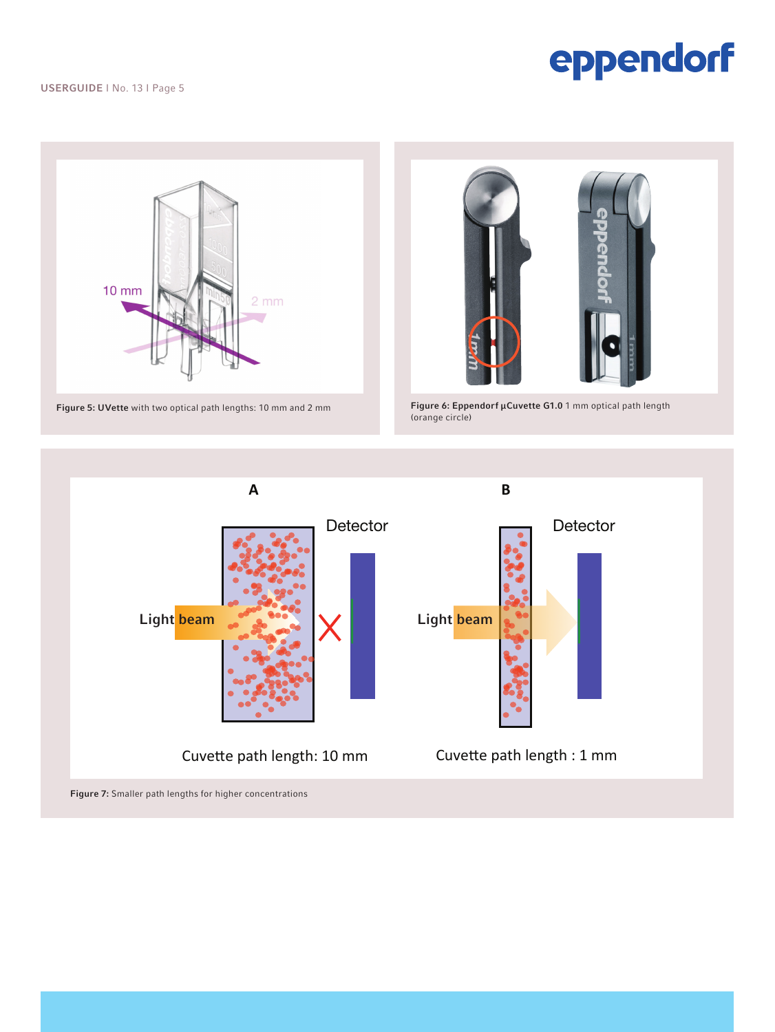Figure 5: UVette with two optical path lengths: 10 mm and 2 mm

Figure 6: Eppendorf µCuvette G1.0 1 mm optical path length (orange circle)

Figure 7: Smaller path lengths for higher concentrations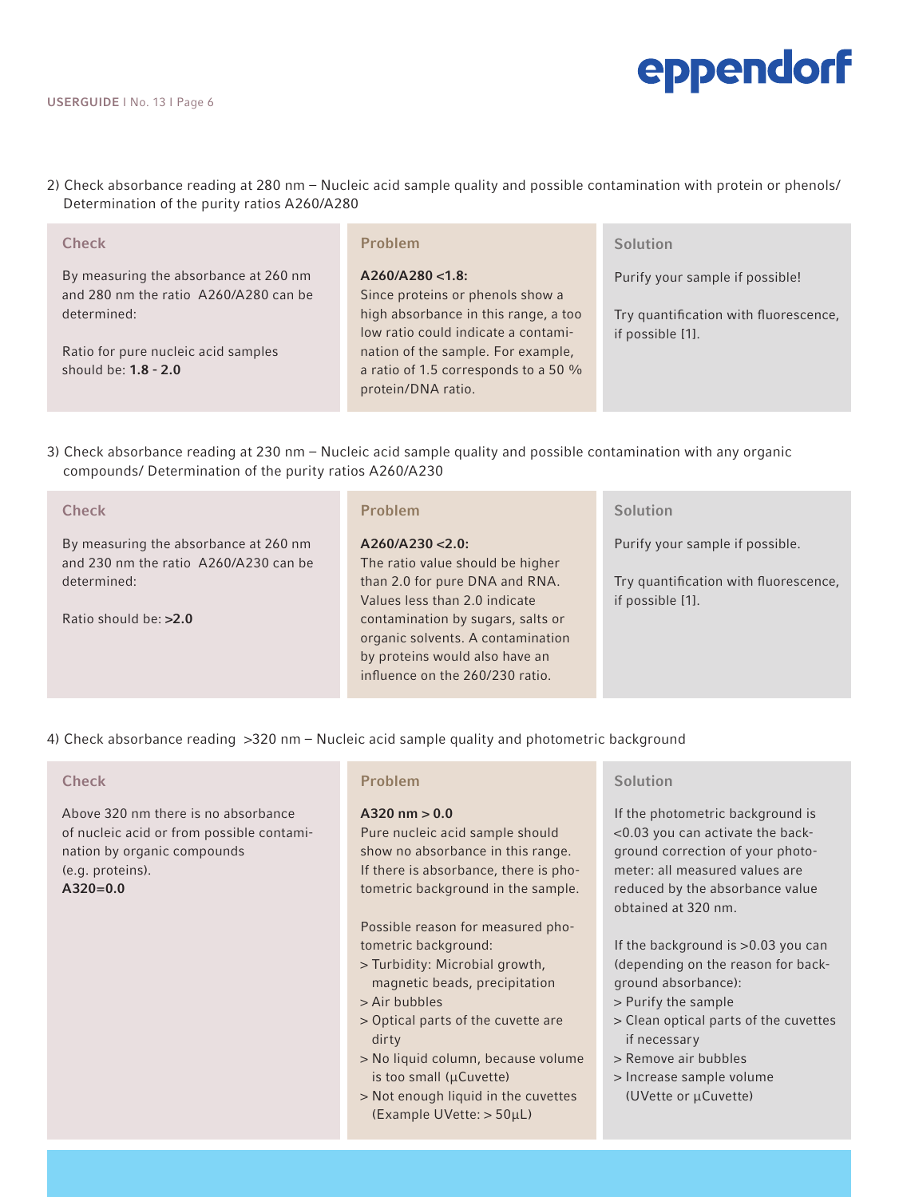2) Check absorbance reading at 280 nm – Nucleic acid sample quality and possible contamination with protein or phenols/ Determination of the purity ratios A260/A280

| Check | Problem | Solution |
| --- | --- | --- |
| By measuring the absorbance at 260 nm and 280 nm the ratio A260/A280 can be determined:<br><br>Ratio for pure nucleic acid samples should be: **1.8 - 2.0** | **A260/A280 <1.8:**<br>Since proteins or phenols show a high absorbance in this range, a too low ratio could indicate a contamination of the sample. For example, a ratio of 1.5 corresponds to a 50 % protein/DNA ratio. | Purify your sample if possible!<br><br>Try quantification with fluorescence, if possible [1]. |

3) Check absorbance reading at 230 nm – Nucleic acid sample quality and possible contamination with any organic compounds/ Determination of the purity ratios A260/A230

| Check | Problem | Solution |
| --- | --- | --- |
| By measuring the absorbance at 260 nm and 230 nm the ratio A260/A230 can be determined:<br><br>Ratio should be: **>2.0** | **A260/A230 <2.0:**<br>The ratio value should be higher than 2.0 for pure DNA and RNA. Values less than 2.0 indicate contamination by sugars, salts or organic solvents. A contamination by proteins would also have an influence on the 260/230 ratio. | Purify your sample if possible.<br><br>Try quantification with fluorescence, if possible [1]. |

4) Check absorbance reading >320 nm – Nucleic acid sample quality and photometric background

| Check | Problem | Solution |
| --- | --- | --- |
| Above 320 nm there is no absorbance of nucleic acid or from possible contamination by organic compounds (e.g. proteins).<br>**A320=0.0** | **A320 nm > 0.0**<br>Pure nucleic acid sample should show no absorbance in this range. If there is absorbance, there is photometric background in the sample.<br><br>Possible reason for measured photometric background:<br>> Turbidity: Microbial growth, magnetic beads, precipitation<br>> Air bubbles<br>> Optical parts of the cuvette are dirty<br>> No liquid column, because volume is too small (µCuvette)<br>> Not enough liquid in the cuvettes (Example UVette: > 50µL) | If the photometric background is <0.03 you can activate the background correction of your photometer: all measured values are reduced by the absorbance value obtained at 320 nm.<br><br>If the background is >0.03 you can (depending on the reason for background absorbance):<br>> Purify the sample<br>> Clean optical parts of the cuvettes if necessary<br>> Remove air bubbles<br>> Increase sample volume (UVette or µCuvette) |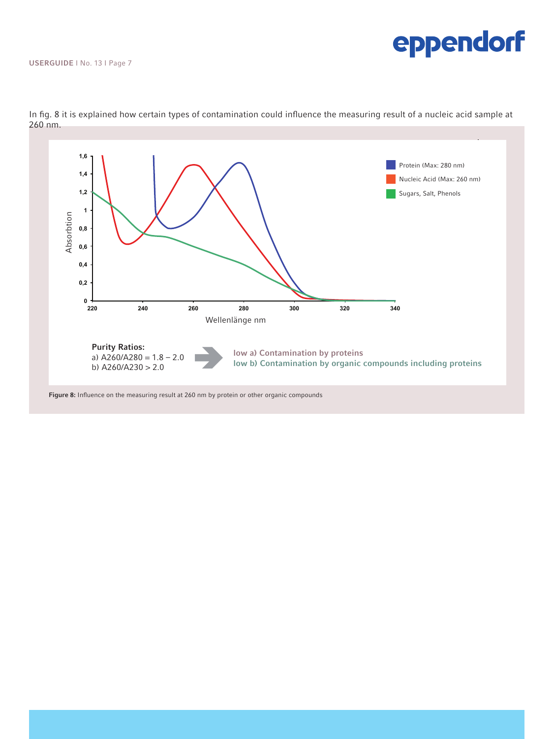In fig. 8 it is explained how certain types of contamination could influence the measuring result of a nucleic acid sample at 260 nm.

**Purity Ratios:**
a) A260/A280 = 1.8 – 2.0
b) A260/A230 > 2.0

low a) Contamination by proteins
low b) Contamination by organic compounds including proteins

**Figure 8:** Influence on the measuring result at 260 nm by protein or other organic compounds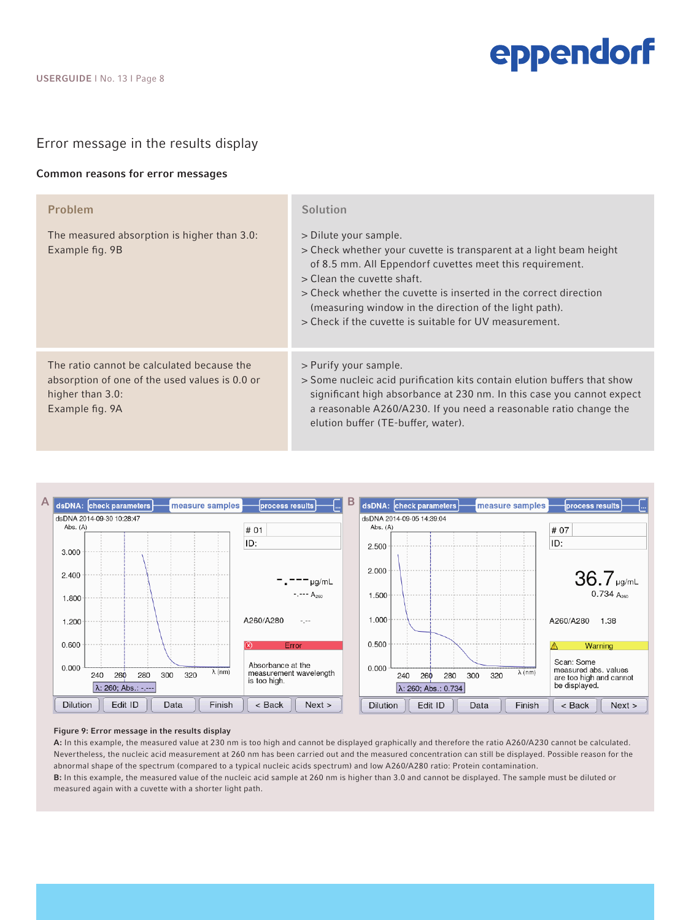## Error message in the results display

### Common reasons for error messages

| Problem | Solution |
| --- | --- |
| The measured absorption is higher than 3.0: Example fig. 9B | > Dilute your sample.<br>> Check whether your cuvette is transparent at a light beam height of 8.5 mm. All Eppendorf cuvettes meet this requirement.<br>> Clean the cuvette shaft.<br>> Check whether the cuvette is inserted in the correct direction (measuring window in the direction of the light path).<br>> Check if the cuvette is suitable for UV measurement. |
| The ratio cannot be calculated because the absorption of one of the used values is 0.0 or higher than 3.0: Example fig. 9A | > Purify your sample.<br>> Some nucleic acid purification kits contain elution buffers that show significant high absorbance at 230 nm. In this case you cannot expect a reasonable A260/A230. If you need a reasonable ratio change the elution buffer (TE-buffer, water). |

**Figure 9: Error message in the results display**

**A:** In this example, the measured value at 230 nm is too high and cannot be displayed graphically and therefore the ratio A260/A230 cannot be calculated. Nevertheless, the nucleic acid measurement at 260 nm has been carried out and the measured concentration can still be displayed. Possible reason for the abnormal shape of the spectrum (compared to a typical nucleic acids spectrum) and low A260/A280 ratio: Protein contamination.

**B:** In this example, the measured value of the nucleic acid sample at 260 nm is higher than 3.0 and cannot be displayed. The sample must be diluted or measured again with a cuvette with a shorter light path.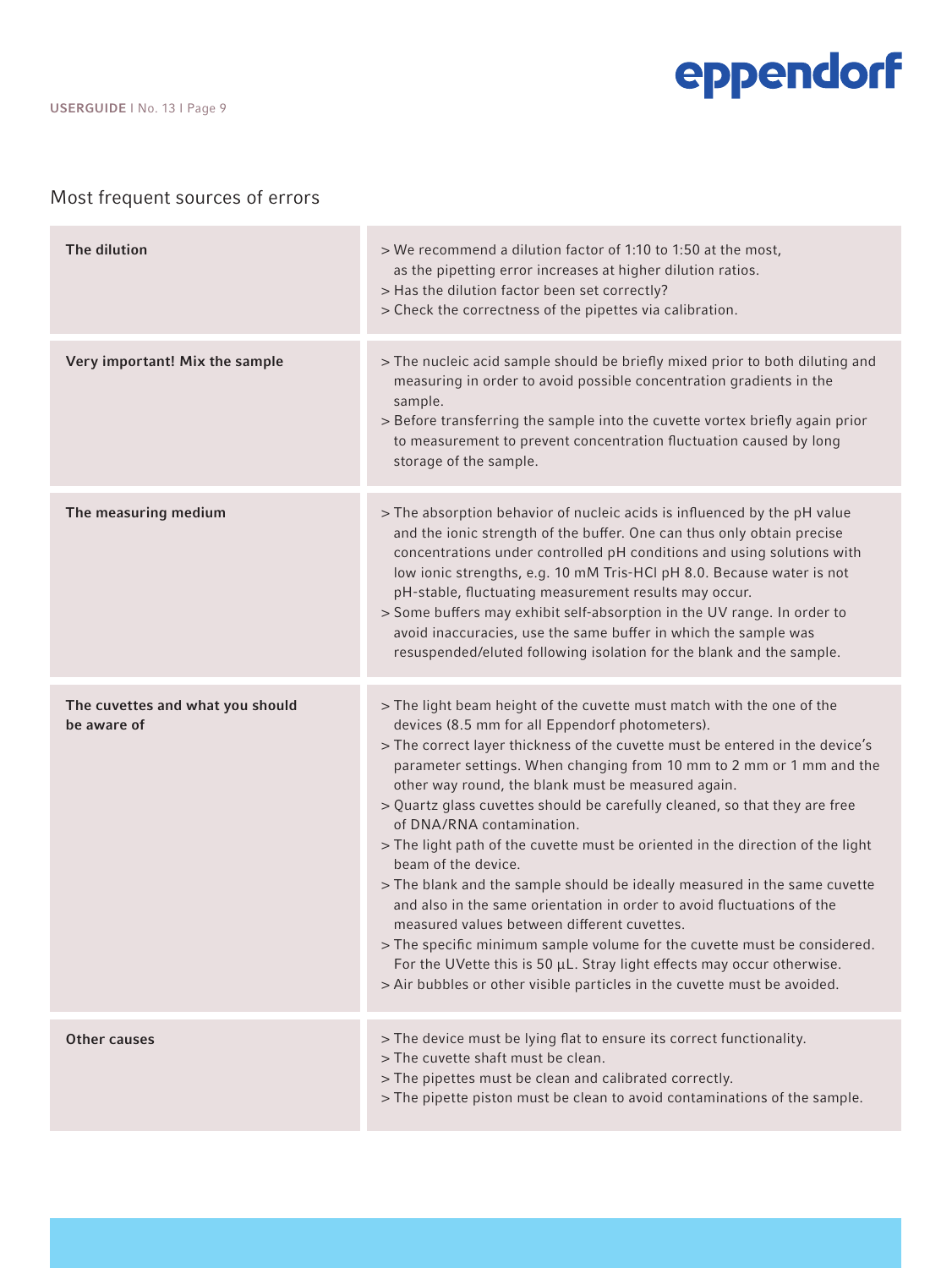## Most frequent sources of errors

| | |
|---|---|
| **The dilution** | > We recommend a dilution factor of 1:10 to 1:50 at the most, as the pipetting error increases at higher dilution ratios.<br>> Has the dilution factor been set correctly?<br>> Check the correctness of the pipettes via calibration. |
| **Very important! Mix the sample** | > The nucleic acid sample should be briefly mixed prior to both diluting and measuring in order to avoid possible concentration gradients in the sample.<br>> Before transferring the sample into the cuvette vortex briefly again prior to measurement to prevent concentration fluctuation caused by long storage of the sample. |
| **The measuring medium** | > The absorption behavior of nucleic acids is influenced by the pH value and the ionic strength of the buffer. One can thus only obtain precise concentrations under controlled pH conditions and using solutions with low ionic strengths, e.g. 10 mM Tris-HCl pH 8.0. Because water is not pH-stable, fluctuating measurement results may occur.<br>> Some buffers may exhibit self-absorption in the UV range. In order to avoid inaccuracies, use the same buffer in which the sample was resuspended/eluted following isolation for the blank and the sample. |
| **The cuvettes and what you should be aware of** | > The light beam height of the cuvette must match with the one of the devices (8.5 mm for all Eppendorf photometers).<br>> The correct layer thickness of the cuvette must be entered in the device's parameter settings. When changing from 10 mm to 2 mm or 1 mm and the other way round, the blank must be measured again.<br>> Quartz glass cuvettes should be carefully cleaned, so that they are free of DNA/RNA contamination.<br>> The light path of the cuvette must be oriented in the direction of the light beam of the device.<br>> The blank and the sample should be ideally measured in the same cuvette and also in the same orientation in order to avoid fluctuations of the measured values between different cuvettes.<br>> The specific minimum sample volume for the cuvette must be considered. For the UVette this is 50 µL. Stray light effects may occur otherwise.<br>> Air bubbles or other visible particles in the cuvette must be avoided. |
| **Other causes** | > The device must be lying flat to ensure its correct functionality.<br>> The cuvette shaft must be clean.<br>> The pipettes must be clean and calibrated correctly.<br>> The pipette piston must be clean to avoid contaminations of the sample. |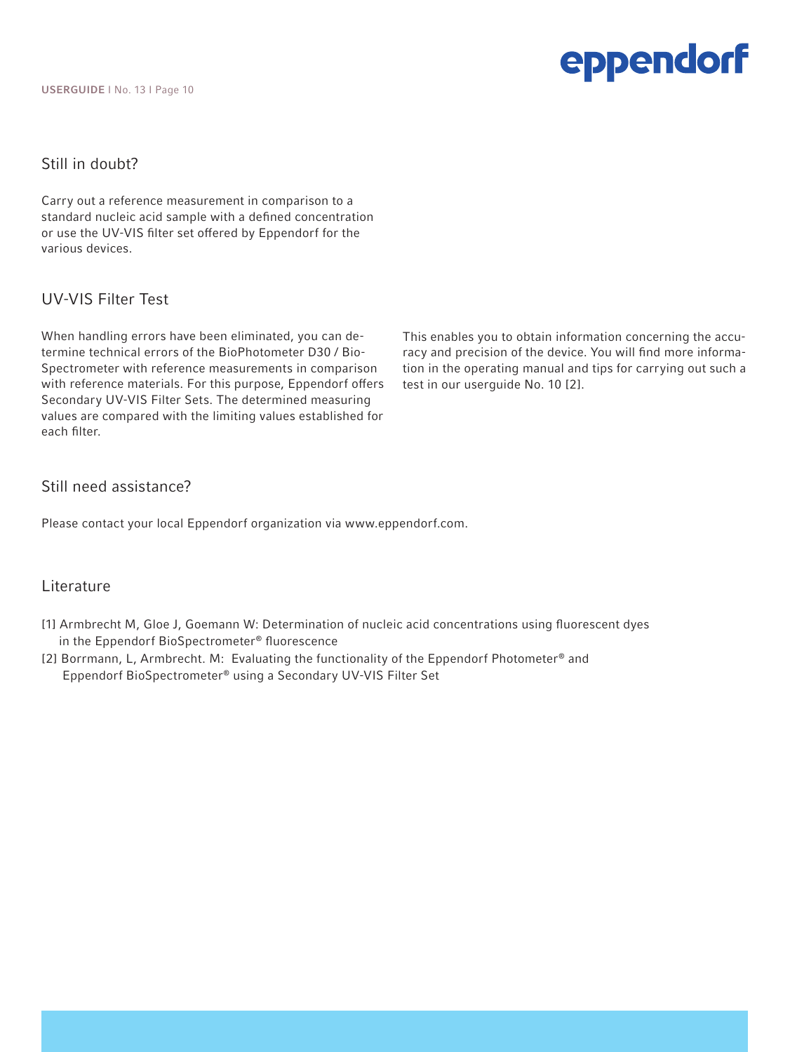## Still in doubt?

Carry out a reference measurement in comparison to a standard nucleic acid sample with a defined concentration or use the UV-VIS filter set offered by Eppendorf for the various devices.

## UV-VIS Filter Test

When handling errors have been eliminated, you can determine technical errors of the BioPhotometer D30 / BioSpectrometer with reference measurements in comparison with reference materials. For this purpose, Eppendorf offers Secondary UV-VIS Filter Sets. The determined measuring values are compared with the limiting values established for each filter. This enables you to obtain information concerning the accuracy and precision of the device. You will find more information in the operating manual and tips for carrying out such a test in our userguide No. 10 [2].

## Still need assistance?

Please contact your local Eppendorf organization via www.eppendorf.com.

## Literature

[1] Armbrecht M, Gloe J, Goemann W: Determination of nucleic acid concentrations using fluorescent dyes in the Eppendorf BioSpectrometer® fluorescence

[2] Borrmann, L, Armbrecht. M: Evaluating the functionality of the Eppendorf Photometer® and Eppendorf BioSpectrometer® using a Secondary UV-VIS Filter Set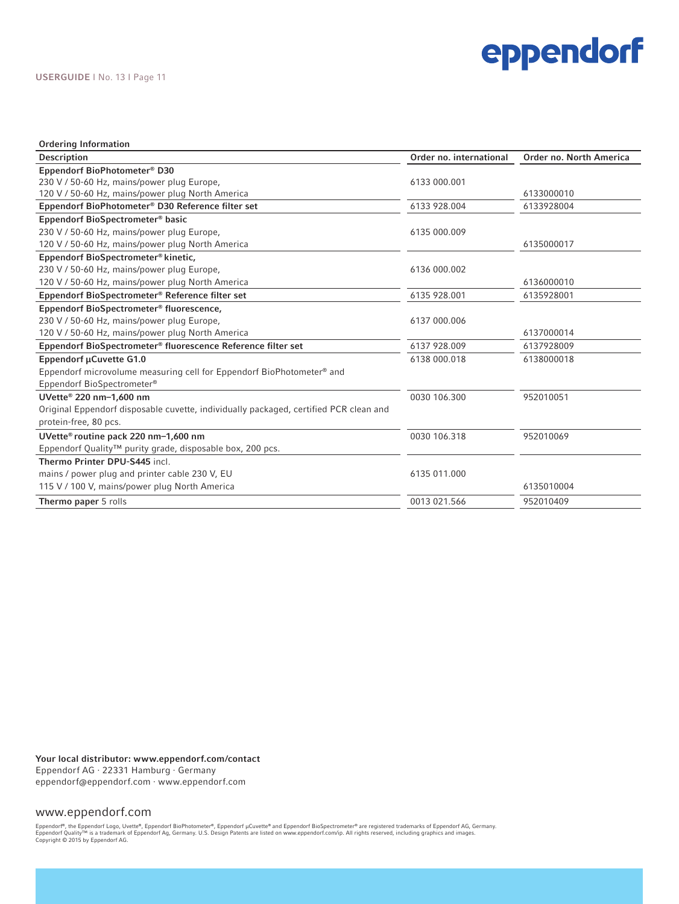**Ordering Information**

| Description | Order no. international | Order no. North America |
|---|---|---|
| **Eppendorf BioPhotometer® D30** | | |
| 230 V / 50-60 Hz, mains/power plug Europe, | 6133 000.001 | |
| 120 V / 50-60 Hz, mains/power plug North America | | 6133000010 |
| **Eppendorf BioPhotometer® D30 Reference filter set** | 6133 928.004 | 6133928004 |
| **Eppendorf BioSpectrometer® basic** | | |
| 230 V / 50-60 Hz, mains/power plug Europe, | 6135 000.009 | |
| 120 V / 50-60 Hz, mains/power plug North America | | 6135000017 |
| **Eppendorf BioSpectrometer® kinetic,** | | |
| 230 V / 50-60 Hz, mains/power plug Europe, | 6136 000.002 | |
| 120 V / 50-60 Hz, mains/power plug North America | | 6136000010 |
| **Eppendorf BioSpectrometer® Reference filter set** | 6135 928.001 | 6135928001 |
| **Eppendorf BioSpectrometer® fluorescence,** | | |
| 230 V / 50-60 Hz, mains/power plug Europe, | 6137 000.006 | |
| 120 V / 50-60 Hz, mains/power plug North America | | 6137000014 |
| **Eppendorf BioSpectrometer® fluorescence Reference filter set** | 6137 928.009 | 6137928009 |
| **Eppendorf µCuvette G1.0** Eppendorf microvolume measuring cell for Eppendorf BioPhotometer® and Eppendorf BioSpectrometer® | 6138 000.018 | 6138000018 |
| **UVette® 220 nm–1,600 nm** Original Eppendorf disposable cuvette, individually packaged, certified PCR clean and protein-free, 80 pcs. | 0030 106.300 | 952010051 |
| **UVette® routine pack 220 nm–1,600 nm** Eppendorf Quality™ purity grade, disposable box, 200 pcs. | 0030 106.318 | 952010069 |
| **Thermo Printer DPU-S445** incl. | | |
| mains / power plug and printer cable 230 V, EU | 6135 011.000 | |
| 115 V / 100 V, mains/power plug North America | | 6135010004 |
| **Thermo paper** 5 rolls | 0013 021.566 | 952010409 |

**Your local distributor: www.eppendorf.com/contact**
Eppendorf AG · 22331 Hamburg · Germany
eppendorf@eppendorf.com · www.eppendorf.com

www.eppendorf.com

Eppendorf®, the Eppendorf Logo, Uvette®, Eppendorf BioPhotometer®, Eppendorf µCuvette® and Eppendorf BioSpectrometer® are registered trademarks of Eppendorf AG, Germany. Eppendorf Quality™ is a trademark of Eppendorf Ag, Germany. U.S. Design Patents are listed on www.eppendorf.com/ip. All rights reserved, including graphics and images. Copyright © 2015 by Eppendorf AG.